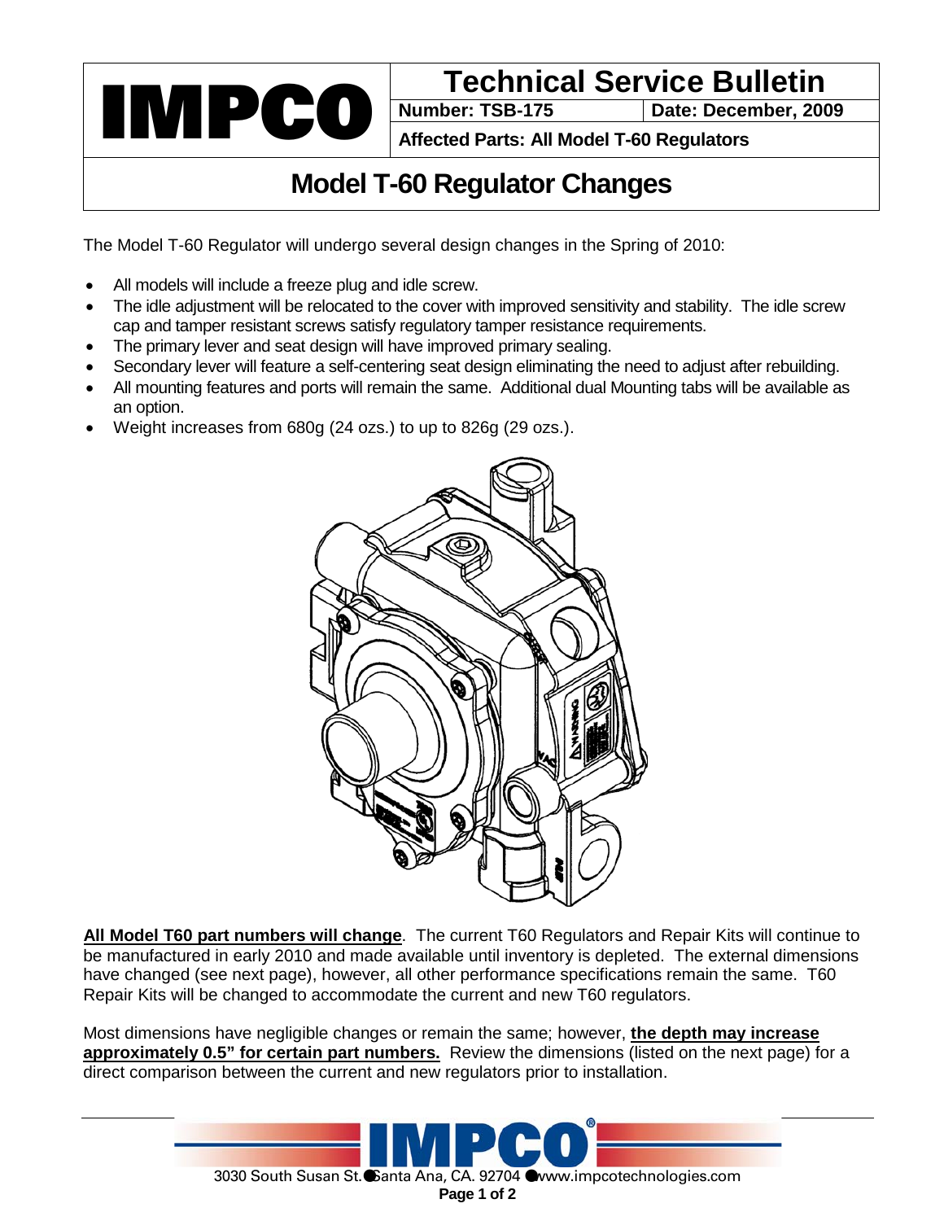IMPCO

# Technical Service Bulletin

| **Number: TSB-175** | **Date: December, 2009** |
|---|---|
| **Affected Parts: All Model T-60 Regulators** | |

## Model T-60 Regulator Changes

The Model T-60 Regulator will undergo several design changes in the Spring of 2010:

- All models will include a freeze plug and idle screw.
- The idle adjustment will be relocated to the cover with improved sensitivity and stability. The idle screw cap and tamper resistant screws satisfy regulatory tamper resistance requirements.
- The primary lever and seat design will have improved primary sealing.
- Secondary lever will feature a self-centering seat design eliminating the need to adjust after rebuilding.
- All mounting features and ports will remain the same. Additional dual Mounting tabs will be available as an option.
- Weight increases from 680g (24 ozs.) to up to 826g (29 ozs.).

**<u>All Model T60 part numbers will change</u>**. The current T60 Regulators and Repair Kits will continue to be manufactured in early 2010 and made available until inventory is depleted. The external dimensions have changed (see next page), however, all other performance specifications remain the same. T60 Repair Kits will be changed to accommodate the current and new T60 regulators.

Most dimensions have negligible changes or remain the same; however, **<u>the depth may increase approximately 0.5" for certain part numbers.</u>** Review the dimensions (listed on the next page) for a direct comparison between the current and new regulators prior to installation.

3030 South Susan St. ● Santa Ana, CA. 92704 ● www.impcotechnologies.com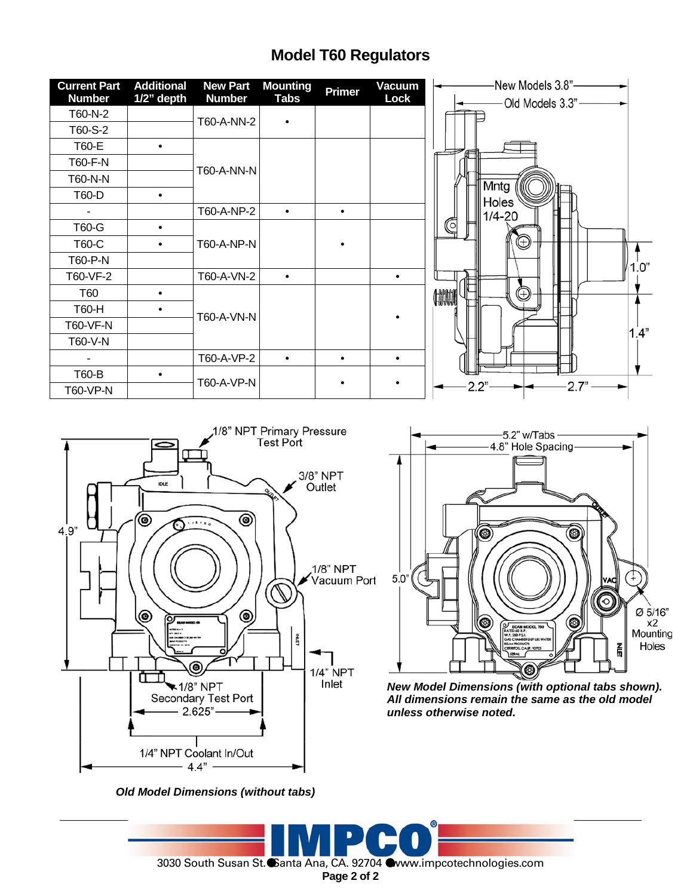# Model T60 Regulators

| Current Part Number | Additional 1/2" depth | New Part Number | Mounting Tabs | Primer | Vacuum Lock |
|---|---|---|---|---|---|
| T60-N-2 | | T60-A-NN-2 | • | | |
| T60-S-2 | | | | | |
| T60-E | • | T60-A-NN-N | | | |
| T60-F-N | | | | | |
| T60-N-N | | | | | |
| T60-D | • | | | | |
| - | | T60-A-NP-2 | • | • | |
| T60-G | • | T60-A-NP-N | | • | |
| T60-C | • | | | | |
| T60-P-N | | | | | |
| T60-VF-2 | | T60-A-VN-2 | • | | • |
| T60 | • | T60-A-VN-N | | | • |
| T60-H | • | | | | |
| T60-VF-N | | | | | |
| T60-V-N | | | | | |
| - | | T60-A-VP-2 | • | • | • |
| T60-B | • | T60-A-VP-N | | • | • |
| T60-VP-N | | | | | |

New Models 3.8"
Old Models 3.3"
Mntg Holes 1/4-20
1.0"
1.4"
2.2"
2.7"

1/8" NPT Primary Pressure Test Port
3/8" NPT Outlet
4.9"
1/8" NPT Vacuum Port
1/4" NPT Inlet
1/8" NPT Secondary Test Port
2.625"
1/4" NPT Coolant In/Out
4.4"

*Old Model Dimensions (without tabs)*

5.2" w/Tabs
4.8" Hole Spacing
5.0"
Ø 5/16" x2 Mounting Holes

***New Model Dimensions (with optional tabs shown). All dimensions remain the same as the old model unless otherwise noted.***

3030 South Susan St. ● Santa Ana, CA. 92704 ● www.impcotechnologies.com